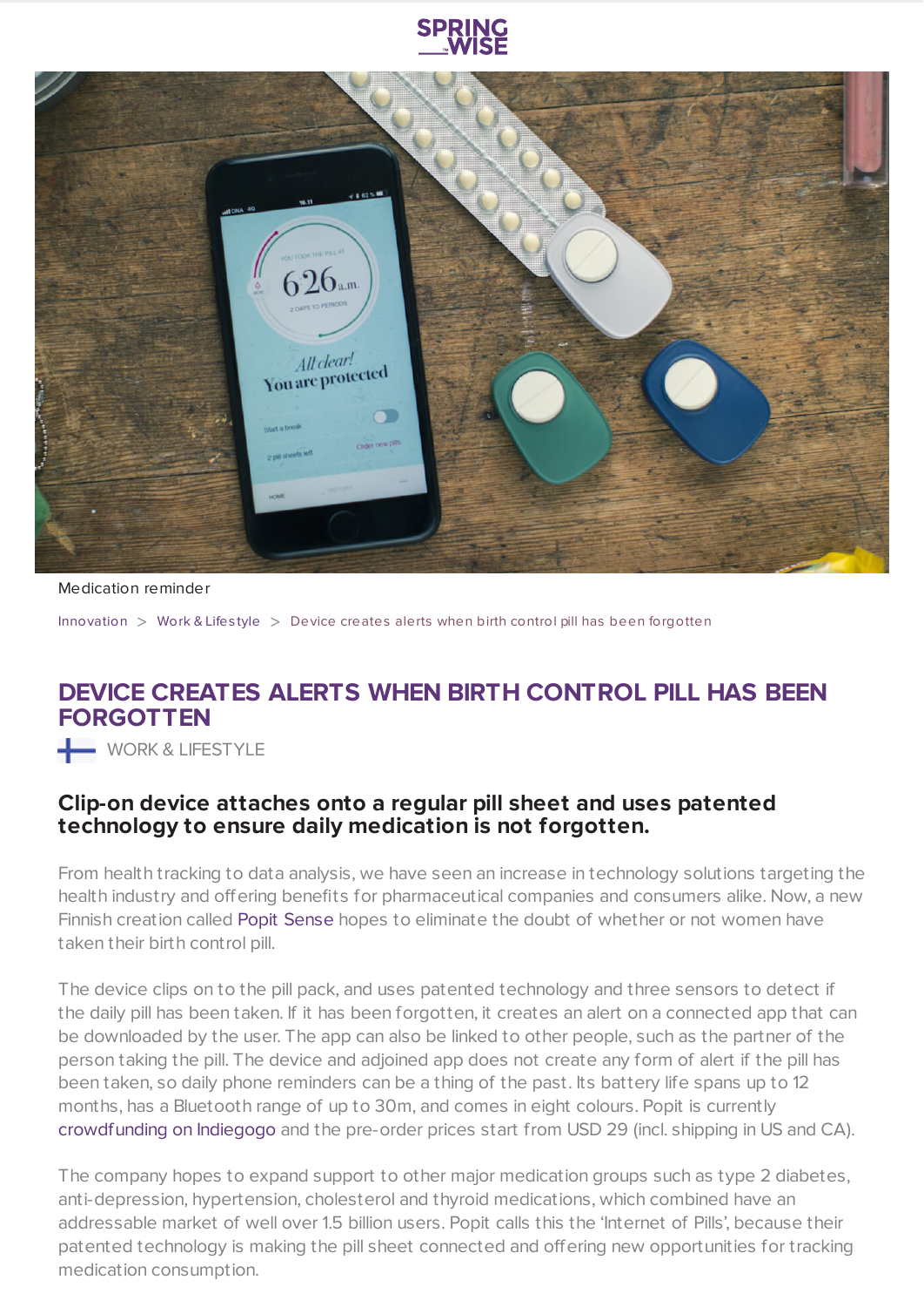Medication reminder

Innovation > Work & Lifestyle > Device creates alerts when birth control pill has been forgotten

# DEVICE CREATES ALERTS WHEN BIRTH CONTROL PILL HAS BEEN FORGOTTEN

WORK & LIFESTYLE

## Clip-on device attaches onto a regular pill sheet and uses patented technology to ensure daily medication is not forgotten.

From health tracking to data analysis, we have seen an increase in technology solutions targeting the health industry and offering benefits for pharmaceutical companies and consumers alike. Now, a new Finnish creation called Popit Sense hopes to eliminate the doubt of whether or not women have taken their birth control pill.

The device clips on to the pill pack, and uses patented technology and three sensors to detect if the daily pill has been taken. If it has been forgotten, it creates an alert on a connected app that can be downloaded by the user. The app can also be linked to other people, such as the partner of the person taking the pill. The device and adjoined app does not create any form of alert if the pill has been taken, so daily phone reminders can be a thing of the past. Its battery life spans up to 12 months, has a Bluetooth range of up to 30m, and comes in eight colours. Popit is currently crowdfunding on Indiegogo and the pre-order prices start from USD 29 (incl. shipping in US and CA).

The company hopes to expand support to other major medication groups such as type 2 diabetes, anti-depression, hypertension, cholesterol and thyroid medications, which combined have an addressable market of well over 1.5 billion users. Popit calls this the 'Internet of Pills', because their patented technology is making the pill sheet connected and offering new opportunities for tracking medication consumption.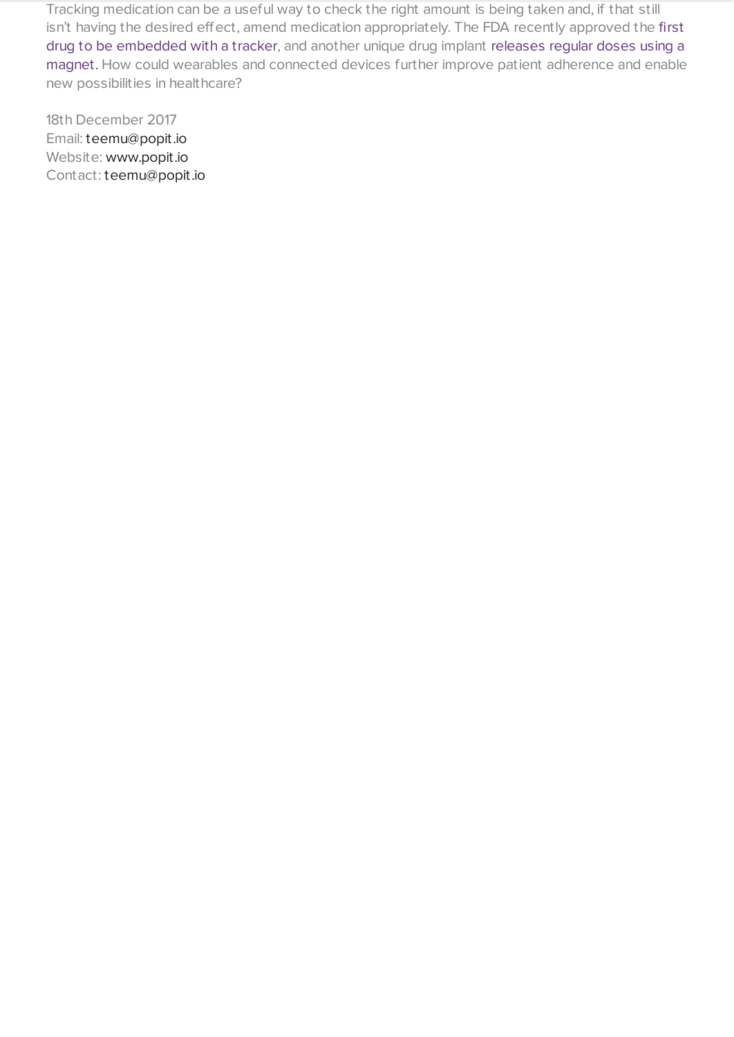Tracking medication can be a useful way to check the right amount is being taken and, if that still isn't having the desired effect, amend medication appropriately. The FDA recently approved the first drug to be embedded with a tracker, and another unique drug implant releases regular doses using a magnet. How could wearables and connected devices further improve patient adherence and enable new possibilities in healthcare?

18th December 2017
Email: teemu@popit.io
Website: www.popit.io
Contact: teemu@popit.io